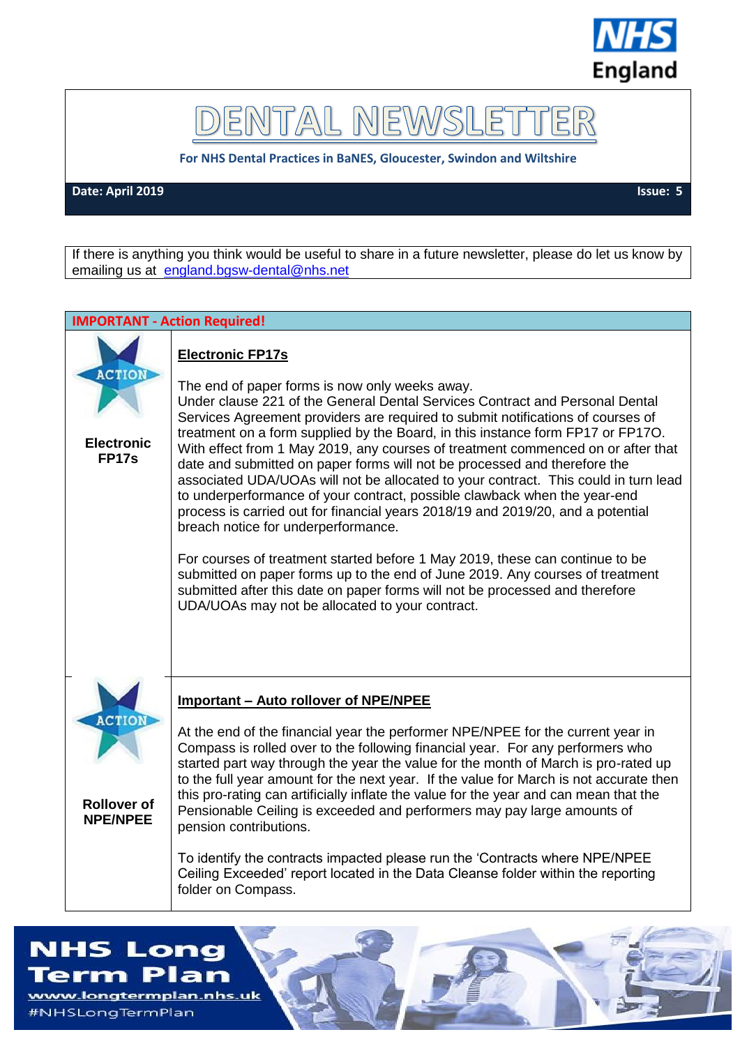# DENTAL NEWSLETTER

**For NHS Dental Practices in BaNES, Gloucester, Swindon and Wiltshire**

**Date: April 2019** **Issue: 5**

If there is anything you think would be useful to share in a future newsletter, please do let us know by emailing us at england.bgsw-dental@nhs.net

## IMPORTANT - Action Required!

### Electronic FP17s

**Electronic FP17s**

The end of paper forms is now only weeks away.

Under clause 221 of the General Dental Services Contract and Personal Dental Services Agreement providers are required to submit notifications of courses of treatment on a form supplied by the Board, in this instance form FP17 or FP17O. With effect from 1 May 2019, any courses of treatment commenced on or after that date and submitted on paper forms will not be processed and therefore the associated UDA/UOAs will not be allocated to your contract. This could in turn lead to underperformance of your contract, possible clawback when the year-end process is carried out for financial years 2018/19 and 2019/20, and a potential breach notice for underperformance.

For courses of treatment started before 1 May 2019, these can continue to be submitted on paper forms up to the end of June 2019. Any courses of treatment submitted after this date on paper forms will not be processed and therefore UDA/UOAs may not be allocated to your contract.

### Rollover of NPE/NPEE

**Important – Auto rollover of NPE/NPEE**

At the end of the financial year the performer NPE/NPEE for the current year in Compass is rolled over to the following financial year. For any performers who started part way through the year the value for the month of March is pro-rated up to the full year amount for the next year. If the value for March is not accurate then this pro-rating can artificially inflate the value for the year and can mean that the Pensionable Ceiling is exceeded and performers may pay large amounts of pension contributions.

To identify the contracts impacted please run the 'Contracts where NPE/NPEE Ceiling Exceeded' report located in the Data Cleanse folder within the reporting folder on Compass.

**NHS Long Term Plan**
www.longtermplan.nhs.uk
#NHSLongTermPlan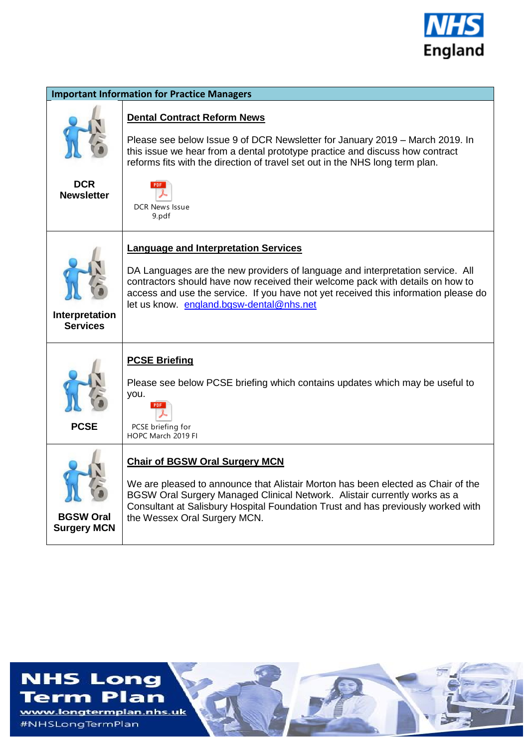## Important Information for Practice Managers

| | |
|---|---|
| **DCR Newsletter** | **Dental Contract Reform News**<br><br>Please see below Issue 9 of DCR Newsletter for January 2019 – March 2019. In this issue we hear from a dental prototype practice and discuss how contract reforms fits with the direction of travel set out in the NHS long term plan.<br><br>DCR News Issue 9.pdf |
| **Interpretation Services** | **Language and Interpretation Services**<br><br>DA Languages are the new providers of language and interpretation service. All contractors should have now received their welcome pack with details on how to access and use the service. If you have not yet received this information please do let us know. england.bgsw-dental@nhs.net |
| **PCSE** | **PCSE Briefing**<br><br>Please see below PCSE briefing which contains updates which may be useful to you.<br><br>PCSE briefing for HOPC March 2019 FI |
| **BGSW Oral Surgery MCN** | **Chair of BGSW Oral Surgery MCN**<br><br>We are pleased to announce that Alistair Morton has been elected as Chair of the BGSW Oral Surgery Managed Clinical Network. Alistair currently works as a Consultant at Salisbury Hospital Foundation Trust and has previously worked with the Wessex Oral Surgery MCN. |

NHS Long Term Plan
www.longtermplan.nhs.uk
#NHSLongTermPlan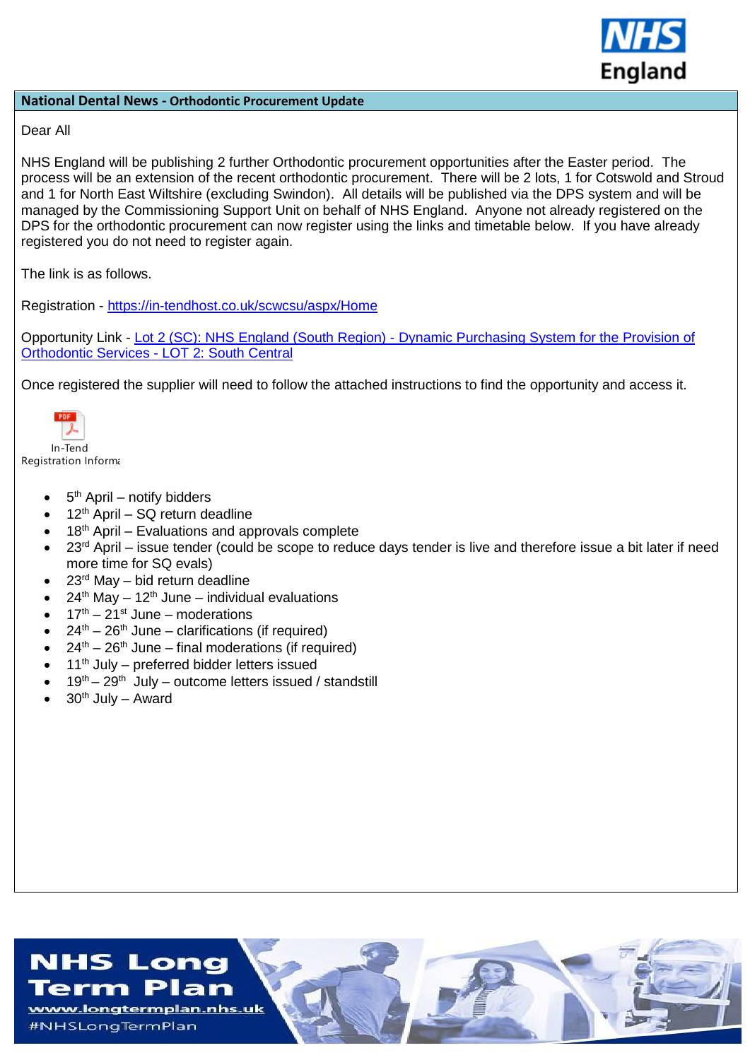**National Dental News - Orthodontic Procurement Update**

Dear All

NHS England will be publishing 2 further Orthodontic procurement opportunities after the Easter period. The process will be an extension of the recent orthodontic procurement. There will be 2 lots, 1 for Cotswold and Stroud and 1 for North East Wiltshire (excluding Swindon). All details will be published via the DPS system and will be managed by the Commissioning Support Unit on behalf of NHS England. Anyone not already registered on the DPS for the orthodontic procurement can now register using the links and timetable below. If you have already registered you do not need to register again.

The link is as follows.

Registration - https://in-tendhost.co.uk/scwcsu/aspx/Home

Opportunity Link - Lot 2 (SC): NHS England (South Region) - Dynamic Purchasing System for the Provision of Orthodontic Services - LOT 2: South Central

Once registered the supplier will need to follow the attached instructions to find the opportunity and access it.

In-Tend Registration Informa

- 5th April – notify bidders
- 12th April – SQ return deadline
- 18th April – Evaluations and approvals complete
- 23rd April – issue tender (could be scope to reduce days tender is live and therefore issue a bit later if need more time for SQ evals)
- 23rd May – bid return deadline
- 24th May – 12th June – individual evaluations
- 17th – 21st June – moderations
- 24th – 26th June – clarifications (if required)
- 24th – 26th June – final moderations (if required)
- 11th July – preferred bidder letters issued
- 19th – 29th July – outcome letters issued / standstill
- 30th July – Award

NHS Long Term Plan
www.longtermplan.nhs.uk
#NHSLongTermPlan